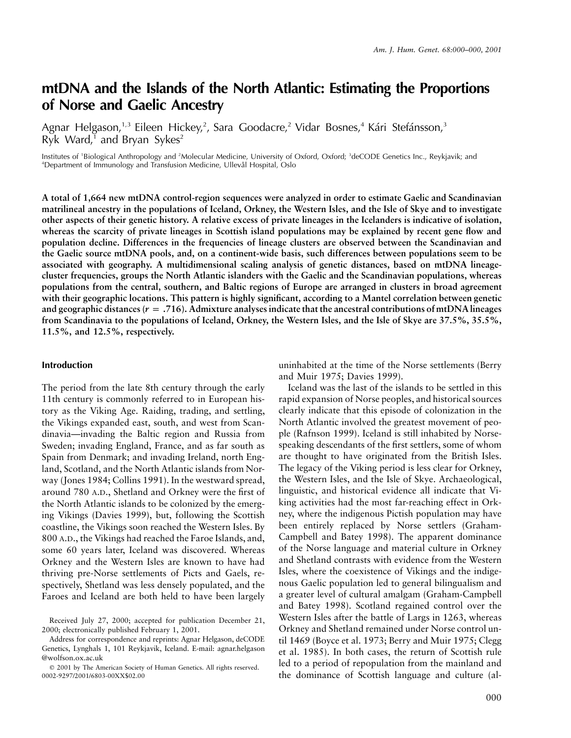# mtDNA and the Islands of the North Atlantic: Estimating the Proportions of Norse and Gaelic Ancestry

Agnar Helgason,[1,3] Eileen Hickey,[2] Sara Goodacre,[2] Vidar Bosnes,[4] Kári Stefánsson,[3] Ryk Ward,[1] and Bryan Sykes[2]

Institutes of [1]Biological Anthropology and [2]Molecular Medicine, University of Oxford, Oxford; [3]deCODE Genetics Inc., Reykjavik; and [4]Department of Immunology and Transfusion Medicine, Ullevål Hospital, Oslo

**A total of 1,664 new mtDNA control-region sequences were analyzed in order to estimate Gaelic and Scandinavian matrilineal ancestry in the populations of Iceland, Orkney, the Western Isles, and the Isle of Skye and to investigate other aspects of their genetic history. A relative excess of private lineages in the Icelanders is indicative of isolation, whereas the scarcity of private lineages in Scottish island populations may be explained by recent gene flow and population decline. Differences in the frequencies of lineage clusters are observed between the Scandinavian and the Gaelic source mtDNA pools, and, on a continent-wide basis, such differences between populations seem to be associated with geography. A multidimensional scaling analysis of genetic distances, based on mtDNA lineage-cluster frequencies, groups the North Atlantic islanders with the Gaelic and the Scandinavian populations, whereas populations from the central, southern, and Baltic regions of Europe are arranged in clusters in broad agreement with their geographic locations. This pattern is highly significant, according to a Mantel correlation between genetic and geographic distances ($r = .716$). Admixture analyses indicate that the ancestral contributions of mtDNA lineages from Scandinavia to the populations of Iceland, Orkney, the Western Isles, and the Isle of Skye are 37.5%, 35.5%, 11.5%, and 12.5%, respectively.**

## Introduction

The period from the late 8th century through the early 11th century is commonly referred to in European history as the Viking Age. Raiding, trading, and settling, the Vikings expanded east, south, and west from Scandinavia—invading the Baltic region and Russia from Sweden; invading England, France, and as far south as Spain from Denmark; and invading Ireland, north England, Scotland, and the North Atlantic islands from Norway (Jones 1984; Collins 1991). In the westward spread, around 780 A.D., Shetland and Orkney were the first of the North Atlantic islands to be colonized by the emerging Vikings (Davies 1999), but, following the Scottish coastline, the Vikings soon reached the Western Isles. By 800 A.D., the Vikings had reached the Faroe Islands, and, some 60 years later, Iceland was discovered. Whereas Orkney and the Western Isles are known to have had thriving pre-Norse settlements of Picts and Gaels, respectively, Shetland was less densely populated, and the Faroes and Iceland are both held to have been largely uninhabited at the time of the Norse settlements (Berry and Muir 1975; Davies 1999).

Iceland was the last of the islands to be settled in this rapid expansion of Norse peoples, and historical sources clearly indicate that this episode of colonization in the North Atlantic involved the greatest movement of people (Rafnson 1999). Iceland is still inhabited by Norse-speaking descendants of the first settlers, some of whom are thought to have originated from the British Isles. The legacy of the Viking period is less clear for Orkney, the Western Isles, and the Isle of Skye. Archaeological, linguistic, and historical evidence all indicate that Viking activities had the most far-reaching effect in Orkney, where the indigenous Pictish population may have been entirely replaced by Norse settlers (Graham-Campbell and Batey 1998). The apparent dominance of the Norse language and material culture in Orkney and Shetland contrasts with evidence from the Western Isles, where the coexistence of Vikings and the indigenous Gaelic population led to general bilingualism and a greater level of cultural amalgam (Graham-Campbell and Batey 1998). Scotland regained control over the Western Isles after the battle of Largs in 1263, whereas Orkney and Shetland remained under Norse control until 1469 (Boyce et al. 1973; Berry and Muir 1975; Clegg et al. 1985). In both cases, the return of Scottish rule led to a period of repopulation from the mainland and the dominance of Scottish language and culture (al-

Received July 27, 2000; accepted for publication December 21, 2000; electronically published February 1, 2001.

Address for correspondence and reprints: Agnar Helgason, deCODE Genetics, Lynghals 1, 101 Reykjavik, Iceland. E-mail: agnar.helgason@wolfson.ox.ac.uk

© 2001 by The American Society of Human Genetics. All rights reserved. 0002-9297/2001/6803-00XX$02.00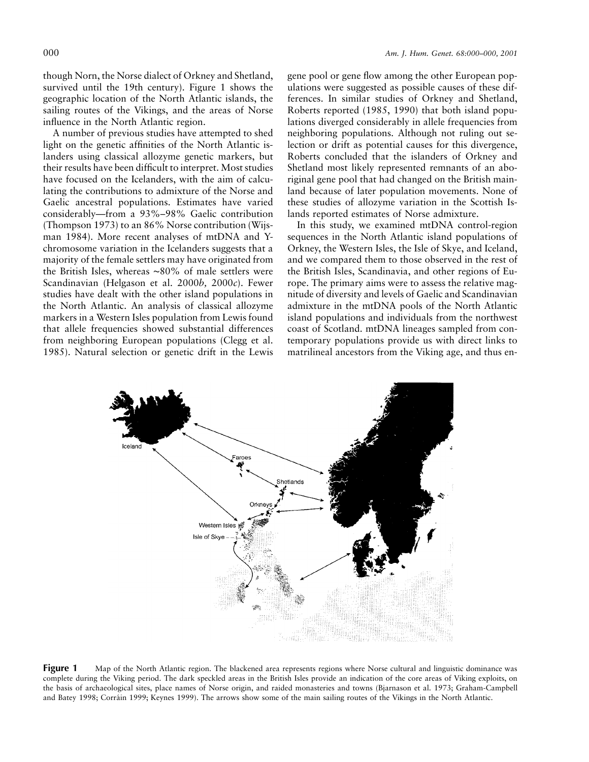though Norn, the Norse dialect of Orkney and Shetland, survived until the 19th century). Figure 1 shows the geographic location of the North Atlantic islands, the sailing routes of the Vikings, and the areas of Norse influence in the North Atlantic region.

A number of previous studies have attempted to shed light on the genetic affinities of the North Atlantic islanders using classical allozyme genetic markers, but their results have been difficult to interpret. Most studies have focused on the Icelanders, with the aim of calculating the contributions to admixture of the Norse and Gaelic ancestral populations. Estimates have varied considerably—from a 93%–98% Gaelic contribution (Thompson 1973) to an 86% Norse contribution (Wijsman 1984). More recent analyses of mtDNA and Y-chromosome variation in the Icelanders suggests that a majority of the female settlers may have originated from the British Isles, whereas ~80% of male settlers were Scandinavian (Helgason et al. 2000*b,* 2000*c*). Fewer studies have dealt with the other island populations in the North Atlantic. An analysis of classical allozyme markers in a Western Isles population from Lewis found that allele frequencies showed substantial differences from neighboring European populations (Clegg et al. 1985). Natural selection or genetic drift in the Lewis gene pool or gene flow among the other European populations were suggested as possible causes of these differences. In similar studies of Orkney and Shetland, Roberts reported (1985, 1990) that both island populations diverged considerably in allele frequencies from neighboring populations. Although not ruling out selection or drift as potential causes for this divergence, Roberts concluded that the islanders of Orkney and Shetland most likely represented remnants of an aboriginal gene pool that had changed on the British mainland because of later population movements. None of these studies of allozyme variation in the Scottish Islands reported estimates of Norse admixture.

In this study, we examined mtDNA control-region sequences in the North Atlantic island populations of Orkney, the Western Isles, the Isle of Skye, and Iceland, and we compared them to those observed in the rest of the British Isles, Scandinavia, and other regions of Europe. The primary aims were to assess the relative magnitude of diversity and levels of Gaelic and Scandinavian admixture in the mtDNA pools of the North Atlantic island populations and individuals from the northwest coast of Scotland. mtDNA lineages sampled from contemporary populations provide us with direct links to matrilineal ancestors from the Viking age, and thus en-

**Figure 1** Map of the North Atlantic region. The blackened area represents regions where Norse cultural and linguistic dominance was complete during the Viking period. The dark speckled areas in the British Isles provide an indication of the core areas of Viking exploits, on the basis of archaeological sites, place names of Norse origin, and raided monasteries and towns (Bjarnason et al. 1973; Graham-Campbell and Batey 1998; Corráin 1999; Keynes 1999). The arrows show some of the main sailing routes of the Vikings in the North Atlantic.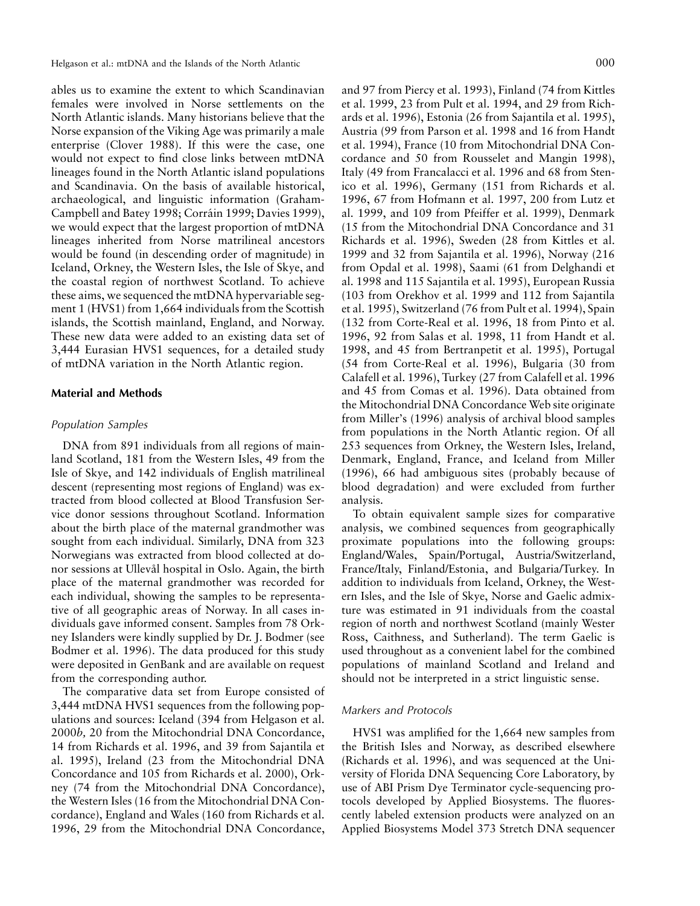ables us to examine the extent to which Scandinavian females were involved in Norse settlements on the North Atlantic islands. Many historians believe that the Norse expansion of the Viking Age was primarily a male enterprise (Clover 1988). If this were the case, one would not expect to find close links between mtDNA lineages found in the North Atlantic island populations and Scandinavia. On the basis of available historical, archaeological, and linguistic information (Graham-Campbell and Batey 1998; Corráin 1999; Davies 1999), we would expect that the largest proportion of mtDNA lineages inherited from Norse matrilineal ancestors would be found (in descending order of magnitude) in Iceland, Orkney, the Western Isles, the Isle of Skye, and the coastal region of northwest Scotland. To achieve these aims, we sequenced the mtDNA hypervariable segment 1 (HVS1) from 1,664 individuals from the Scottish islands, the Scottish mainland, England, and Norway. These new data were added to an existing data set of 3,444 Eurasian HVS1 sequences, for a detailed study of mtDNA variation in the North Atlantic region.

## Material and Methods

### *Population Samples*

DNA from 891 individuals from all regions of mainland Scotland, 181 from the Western Isles, 49 from the Isle of Skye, and 142 individuals of English matrilineal descent (representing most regions of England) was extracted from blood collected at Blood Transfusion Service donor sessions throughout Scotland. Information about the birth place of the maternal grandmother was sought from each individual. Similarly, DNA from 323 Norwegians was extracted from blood collected at donor sessions at Ullevål hospital in Oslo. Again, the birth place of the maternal grandmother was recorded for each individual, showing the samples to be representative of all geographic areas of Norway. In all cases individuals gave informed consent. Samples from 78 Orkney Islanders were kindly supplied by Dr. J. Bodmer (see Bodmer et al. 1996). The data produced for this study were deposited in GenBank and are available on request from the corresponding author.

The comparative data set from Europe consisted of 3,444 mtDNA HVS1 sequences from the following populations and sources: Iceland (394 from Helgason et al. 2000*b,* 20 from the Mitochondrial DNA Concordance, 14 from Richards et al. 1996, and 39 from Sajantila et al. 1995), Ireland (23 from the Mitochondrial DNA Concordance and 105 from Richards et al. 2000), Orkney (74 from the Mitochondrial DNA Concordance), the Western Isles (16 from the Mitochondrial DNA Concordance), England and Wales (160 from Richards et al. 1996, 29 from the Mitochondrial DNA Concordance, and 97 from Piercy et al. 1993), Finland (74 from Kittles et al. 1999, 23 from Pult et al. 1994, and 29 from Richards et al. 1996), Estonia (26 from Sajantila et al. 1995), Austria (99 from Parson et al. 1998 and 16 from Handt et al. 1994), France (10 from Mitochondrial DNA Concordance and 50 from Rousselet and Mangin 1998), Italy (49 from Francalacci et al. 1996 and 68 from Stenico et al. 1996), Germany (151 from Richards et al. 1996, 67 from Hofmann et al. 1997, 200 from Lutz et al. 1999, and 109 from Pfeiffer et al. 1999), Denmark (15 from the Mitochondrial DNA Concordance and 31 Richards et al. 1996), Sweden (28 from Kittles et al. 1999 and 32 from Sajantila et al. 1996), Norway (216 from Opdal et al. 1998), Saami (61 from Delghandi et al. 1998 and 115 Sajantila et al. 1995), European Russia (103 from Orekhov et al. 1999 and 112 from Sajantila et al. 1995), Switzerland (76 from Pult et al. 1994), Spain (132 from Corte-Real et al. 1996, 18 from Pinto et al. 1996, 92 from Salas et al. 1998, 11 from Handt et al. 1998, and 45 from Bertranpetit et al. 1995), Portugal (54 from Corte-Real et al. 1996), Bulgaria (30 from Calafell et al. 1996), Turkey (27 from Calafell et al. 1996 and 45 from Comas et al. 1996). Data obtained from the Mitochondrial DNA Concordance Web site originate from Miller's (1996) analysis of archival blood samples from populations in the North Atlantic region. Of all 253 sequences from Orkney, the Western Isles, Ireland, Denmark, England, France, and Iceland from Miller (1996), 66 had ambiguous sites (probably because of blood degradation) and were excluded from further analysis.

To obtain equivalent sample sizes for comparative analysis, we combined sequences from geographically proximate populations into the following groups: England/Wales, Spain/Portugal, Austria/Switzerland, France/Italy, Finland/Estonia, and Bulgaria/Turkey. In addition to individuals from Iceland, Orkney, the Western Isles, and the Isle of Skye, Norse and Gaelic admixture was estimated in 91 individuals from the coastal region of north and northwest Scotland (mainly Wester Ross, Caithness, and Sutherland). The term Gaelic is used throughout as a convenient label for the combined populations of mainland Scotland and Ireland and should not be interpreted in a strict linguistic sense.

### *Markers and Protocols*

HVS1 was amplified for the 1,664 new samples from the British Isles and Norway, as described elsewhere (Richards et al. 1996), and was sequenced at the University of Florida DNA Sequencing Core Laboratory, by use of ABI Prism Dye Terminator cycle-sequencing protocols developed by Applied Biosystems. The fluorescently labeled extension products were analyzed on an Applied Biosystems Model 373 Stretch DNA sequencer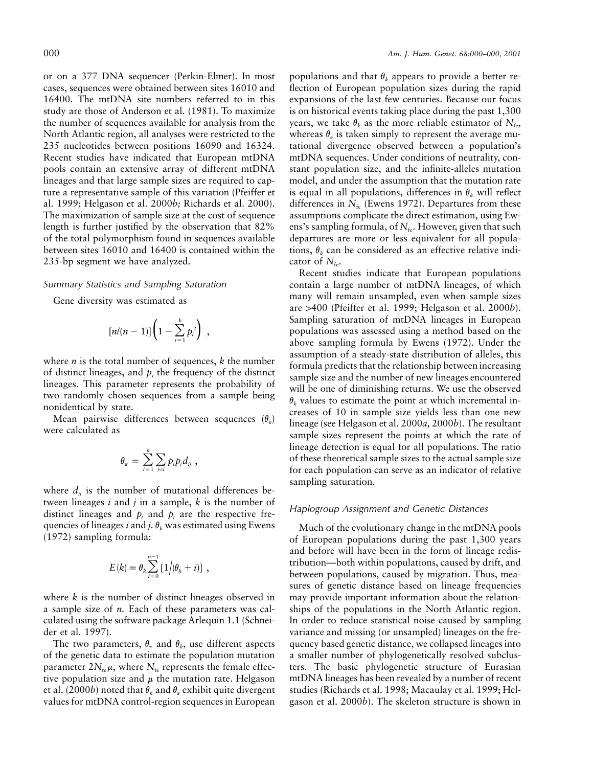or on a 377 DNA sequencer (Perkin-Elmer). In most cases, sequences were obtained between sites 16010 and 16400. The mtDNA site numbers referred to in this study are those of Anderson et al. (1981). To maximize the number of sequences available for analysis from the North Atlantic region, all analyses were restricted to the 235 nucleotides between positions 16090 and 16324. Recent studies have indicated that European mtDNA pools contain an extensive array of different mtDNA lineages and that large sample sizes are required to capture a representative sample of this variation (Pfeiffer et al. 1999; Helgason et al. 2000*b;* Richards et al. 2000). The maximization of sample size at the cost of sequence length is further justified by the observation that 82% of the total polymorphism found in sequences available between sites 16010 and 16400 is contained within the 235-bp segment we have analyzed.

### *Summary Statistics and Sampling Saturation*

Gene diversity was estimated as

$$[n/(n-1)]\left(1-\sum_{i=1}^{k}p_i^2\right) \ ,$$

where $n$ is the total number of sequences, $k$ the number of distinct lineages, and $p_i$ the frequency of the distinct lineages. This parameter represents the probability of two randomly chosen sequences from a sample being nonidentical by state.

Mean pairwise differences between sequences ($\theta_\pi$) were calculated as

$$\theta_\pi = \sum_{i=1}^{k}\sum_{j<i}p_i p_j d_{ij} \ ,$$

where $d_{ij}$ is the number of mutational differences between lineages $i$ and $j$ in a sample, $k$ is the number of distinct lineages and $p_i$ and $p_j$ are the respective frequencies of lineages $i$ and $j$. $\theta_k$ was estimated using Ewens (1972) sampling formula:

$$E(k) = \theta_k \sum_{i=0}^{n-1}[1/(\theta_k + i)] \ ,$$

where $k$ is the number of distinct lineages observed in a sample size of $n$. Each of these parameters was calculated using the software package Arlequin 1.1 (Schneider et al. 1997).

The two parameters, $\theta_\pi$ and $\theta_k$, use different aspects of the genetic data to estimate the population mutation parameter $2N_{fe}\mu$, where $N_{fe}$ represents the female effective population size and $\mu$ the mutation rate. Helgason et al. (2000*b*) noted that $\theta_k$ and $\theta_\pi$ exhibit quite divergent values for mtDNA control-region sequences in European populations and that $\theta_k$ appears to provide a better reflection of European population sizes during the rapid expansions of the last few centuries. Because our focus is on historical events taking place during the past 1,300 years, we take $\theta_k$ as the more reliable estimator of $N_{fe}$, whereas $\theta_\pi$ is taken simply to represent the average mutational divergence observed between a population's mtDNA sequences. Under conditions of neutrality, constant population size, and the infinite-alleles mutation model, and under the assumption that the mutation rate is equal in all populations, differences in $\theta_k$ will reflect differences in $N_{fe}$ (Ewens 1972). Departures from these assumptions complicate the direct estimation, using Ewens's sampling formula, of $N_{fe}$. However, given that such departures are more or less equivalent for all populations, $\theta_k$ can be considered as an effective relative indicator of $N_{fe}$.

Recent studies indicate that European populations contain a large number of mtDNA lineages, of which many will remain unsampled, even when sample sizes are >400 (Pfeiffer et al. 1999; Helgason et al. 2000*b*). Sampling saturation of mtDNA lineages in European populations was assessed using a method based on the above sampling formula by Ewens (1972). Under the assumption of a steady-state distribution of alleles, this formula predicts that the relationship between increasing sample size and the number of new lineages encountered will be one of diminishing returns. We use the observed $\theta_k$ values to estimate the point at which incremental increases of 10 in sample size yields less than one new lineage (see Helgason et al. 2000*a,* 2000*b*). The resultant sample sizes represent the points at which the rate of lineage detection is equal for all populations. The ratio of these theoretical sample sizes to the actual sample size for each population can serve as an indicator of relative sampling saturation.

### *Haplogroup Assignment and Genetic Distances*

Much of the evolutionary change in the mtDNA pools of European populations during the past 1,300 years and before will have been in the form of lineage redistribution—both within populations, caused by drift, and between populations, caused by migration. Thus, measures of genetic distance based on lineage frequencies may provide important information about the relationships of the populations in the North Atlantic region. In order to reduce statistical noise caused by sampling variance and missing (or unsampled) lineages on the frequency based genetic distance, we collapsed lineages into a smaller number of phylogenetically resolved subclusters. The basic phylogenetic structure of Eurasian mtDNA lineages has been revealed by a number of recent studies (Richards et al. 1998; Macaulay et al. 1999; Helgason et al. 2000*b*). The skeleton structure is shown in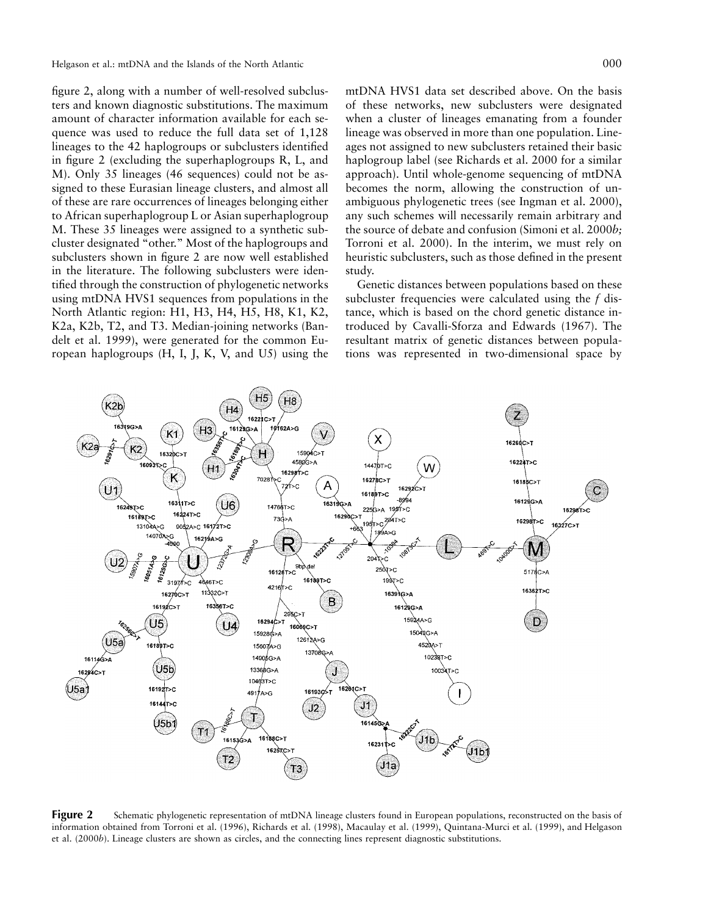figure 2, along with a number of well-resolved subclusters and known diagnostic substitutions. The maximum amount of character information available for each sequence was used to reduce the full data set of 1,128 lineages to the 42 haplogroups or subclusters identified in figure 2 (excluding the superhaplogroups R, L, and M). Only 35 lineages (46 sequences) could not be assigned to these Eurasian lineage clusters, and almost all of these are rare occurrences of lineages belonging either to African superhaplogroup L or Asian superhaplogroup M. These 35 lineages were assigned to a synthetic subcluster designated "other." Most of the haplogroups and subclusters shown in figure 2 are now well established in the literature. The following subclusters were identified through the construction of phylogenetic networks using mtDNA HVS1 sequences from populations in the North Atlantic region: H1, H3, H4, H5, H8, K1, K2, K2a, K2b, T2, and T3. Median-joining networks (Bandelt et al. 1999), were generated for the common European haplogroups (H, I, J, K, V, and U5) using the mtDNA HVS1 data set described above. On the basis of these networks, new subclusters were designated when a cluster of lineages emanating from a founder lineage was observed in more than one population. Lineages not assigned to new subclusters retained their basic haplogroup label (see Richards et al. 2000 for a similar approach). Until whole-genome sequencing of mtDNA becomes the norm, allowing the construction of unambiguous phylogenetic trees (see Ingman et al. 2000), any such schemes will necessarily remain arbitrary and the source of debate and confusion (Simoni et al. 2000*b;* Torroni et al. 2000). In the interim, we must rely on heuristic subclusters, such as those defined in the present study.

Genetic distances between populations based on these subcluster frequencies were calculated using the *f* distance, which is based on the chord genetic distance introduced by Cavalli-Sforza and Edwards (1967). The resultant matrix of genetic distances between populations was represented in two-dimensional space by

**Figure 2** Schematic phylogenetic representation of mtDNA lineage clusters found in European populations, reconstructed on the basis of information obtained from Torroni et al. (1996), Richards et al. (1998), Macaulay et al. (1999), Quintana-Murci et al. (1999), and Helgason et al. (2000*b*). Lineage clusters are shown as circles, and the connecting lines represent diagnostic substitutions.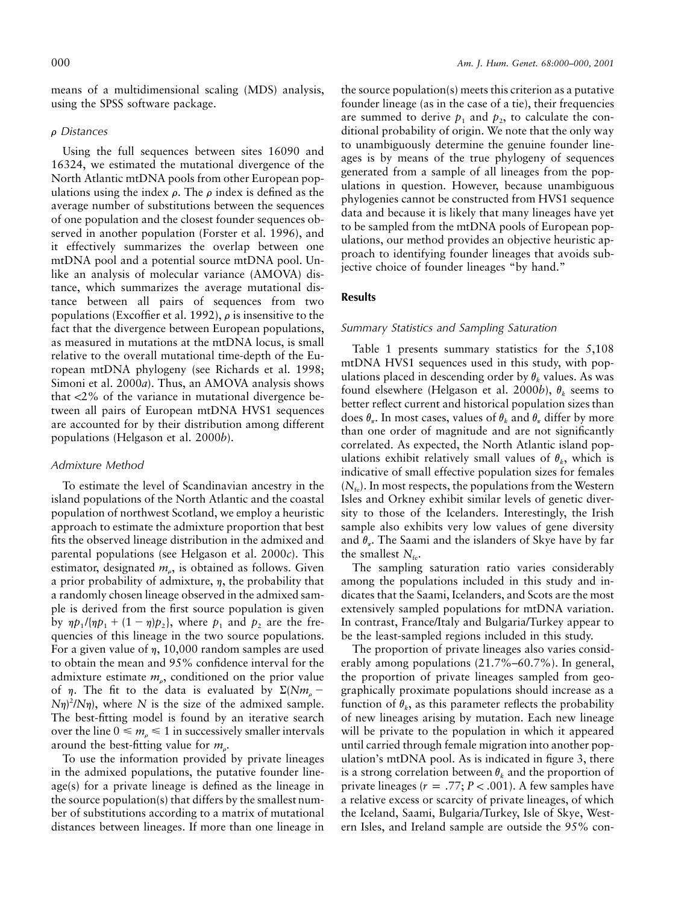means of a multidimensional scaling (MDS) analysis, using the SPSS software package.

### $\rho$ Distances

Using the full sequences between sites 16090 and 16324, we estimated the mutational divergence of the North Atlantic mtDNA pools from other European populations using the index $\rho$. The $\rho$ index is defined as the average number of substitutions between the sequences of one population and the closest founder sequences observed in another population (Forster et al. 1996), and it effectively summarizes the overlap between one mtDNA pool and a potential source mtDNA pool. Unlike an analysis of molecular variance (AMOVA) distance, which summarizes the average mutational distance between all pairs of sequences from two populations (Excoffier et al. 1992), $\rho$ is insensitive to the fact that the divergence between European populations, as measured in mutations at the mtDNA locus, is small relative to the overall mutational time-depth of the European mtDNA phylogeny (see Richards et al. 1998; Simoni et al. 2000*a*). Thus, an AMOVA analysis shows that <2% of the variance in mutational divergence between all pairs of European mtDNA HVS1 sequences are accounted for by their distribution among different populations (Helgason et al. 2000*b*).

### Admixture Method

To estimate the level of Scandinavian ancestry in the island populations of the North Atlantic and the coastal population of northwest Scotland, we employ a heuristic approach to estimate the admixture proportion that best fits the observed lineage distribution in the admixed and parental populations (see Helgason et al. 2000*c*). This estimator, designated $m_\rho$, is obtained as follows. Given a prior probability of admixture, $\eta$, the probability that a randomly chosen lineage observed in the admixed sample is derived from the first source population is given by $\eta p_1/\{\eta p_1 + (1 - \eta)p_2\}$, where $p_1$ and $p_2$ are the frequencies of this lineage in the two source populations. For a given value of $\eta$, 10,000 random samples are used to obtain the mean and 95% confidence interval for the admixture estimate $m_\rho$, conditioned on the prior value of $\eta$. The fit to the data is evaluated by $\Sigma(Nm_\rho - N\eta)^2/N\eta)$, where $N$ is the size of the admixed sample. The best-fitting model is found by an iterative search over the line $0 \leqslant m_\rho \leqslant 1$ in successively smaller intervals around the best-fitting value for $m_\rho$.

To use the information provided by private lineages in the admixed populations, the putative founder lineage(s) for a private lineage is defined as the lineage in the source population(s) that differs by the smallest number of substitutions according to a matrix of mutational distances between lineages. If more than one lineage in the source population(s) meets this criterion as a putative founder lineage (as in the case of a tie), their frequencies are summed to derive $p_1$ and $p_2$, to calculate the conditional probability of origin. We note that the only way to unambiguously determine the genuine founder lineages is by means of the true phylogeny of sequences generated from a sample of all lineages from the populations in question. However, because unambiguous phylogenies cannot be constructed from HVS1 sequence data and because it is likely that many lineages have yet to be sampled from the mtDNA pools of European populations, our method provides an objective heuristic approach to identifying founder lineages that avoids subjective choice of founder lineages "by hand."

## Results

### Summary Statistics and Sampling Saturation

Table 1 presents summary statistics for the 5,108 mtDNA HVS1 sequences used in this study, with populations placed in descending order by $\theta_k$ values. As was found elsewhere (Helgason et al. 2000*b*), $\theta_k$ seems to better reflect current and historical population sizes than does $\theta_\pi$. In most cases, values of $\theta_k$ and $\theta_\pi$ differ by more than one order of magnitude and are not significantly correlated. As expected, the North Atlantic island populations exhibit relatively small values of $\theta_k$, which is indicative of small effective population sizes for females ($N_{fe}$). In most respects, the populations from the Western Isles and Orkney exhibit similar levels of genetic diversity to those of the Icelanders. Interestingly, the Irish sample also exhibits very low values of gene diversity and $\theta_\pi$. The Saami and the islanders of Skye have by far the smallest $N_{fe}$.

The sampling saturation ratio varies considerably among the populations included in this study and indicates that the Saami, Icelanders, and Scots are the most extensively sampled populations for mtDNA variation. In contrast, France/Italy and Bulgaria/Turkey appear to be the least-sampled regions included in this study.

The proportion of private lineages also varies considerably among populations (21.7%–60.7%). In general, the proportion of private lineages sampled from geographically proximate populations should increase as a function of $\theta_k$, as this parameter reflects the probability of new lineages arising by mutation. Each new lineage will be private to the population in which it appeared until carried through female migration into another population's mtDNA pool. As is indicated in figure 3, there is a strong correlation between $\theta_k$ and the proportion of private lineages ($r = .77$; $P < .001$). A few samples have a relative excess or scarcity of private lineages, of which the Iceland, Saami, Bulgaria/Turkey, Isle of Skye, Western Isles, and Ireland sample are outside the 95% con-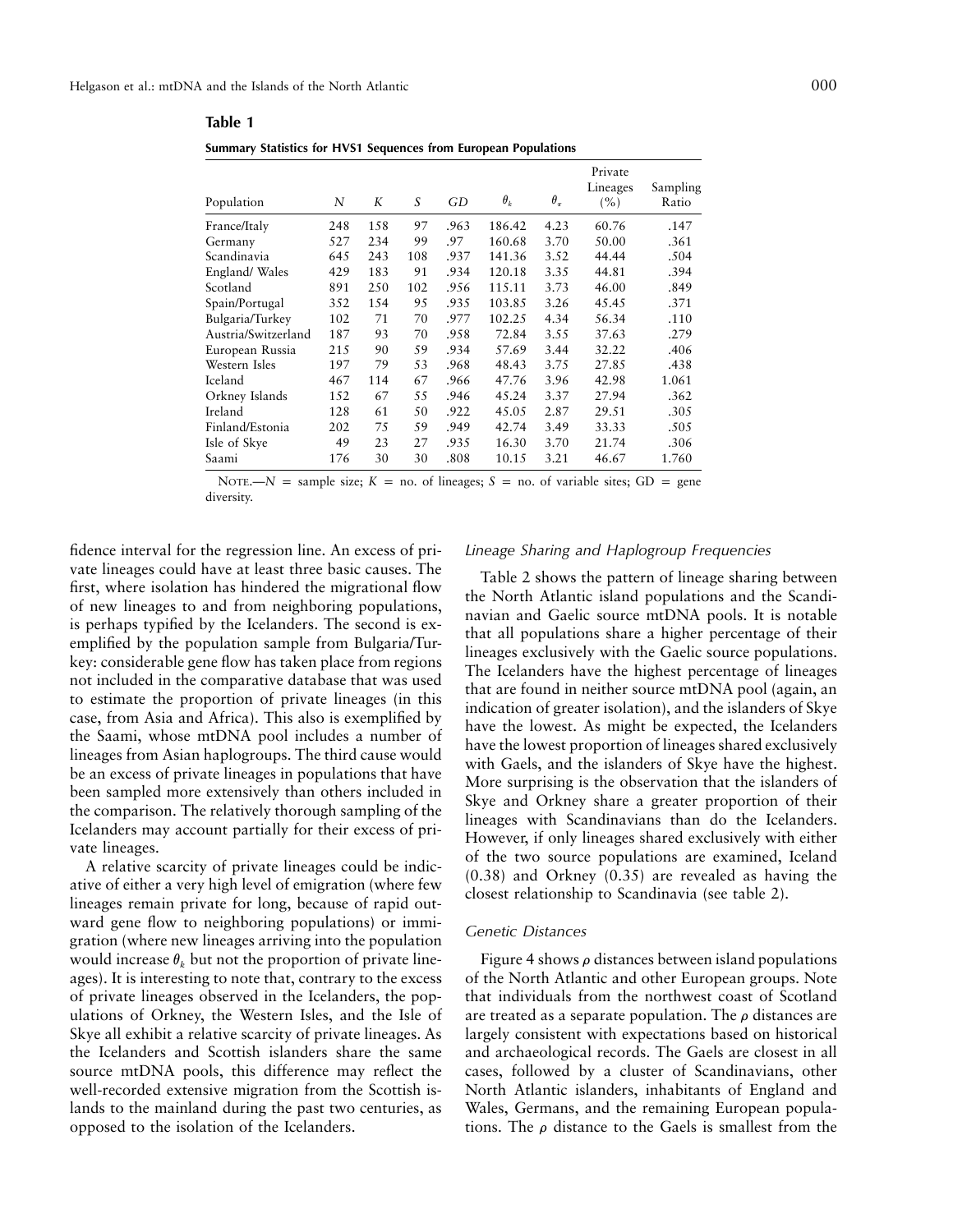**Table 1**

**Summary Statistics for HVS1 Sequences from European Populations**

| Population | $N$ | $K$ | $S$ | $GD$ | $\theta_k$ | $\theta_\pi$ | Private Lineages (%) | Sampling Ratio |
|---|---|---|---|---|---|---|---|---|
| France/Italy | 248 | 158 | 97 | .963 | 186.42 | 4.23 | 60.76 | .147 |
| Germany | 527 | 234 | 99 | .97 | 160.68 | 3.70 | 50.00 | .361 |
| Scandinavia | 645 | 243 | 108 | .937 | 141.36 | 3.52 | 44.44 | .504 |
| England/ Wales | 429 | 183 | 91 | .934 | 120.18 | 3.35 | 44.81 | .394 |
| Scotland | 891 | 250 | 102 | .956 | 115.11 | 3.73 | 46.00 | .849 |
| Spain/Portugal | 352 | 154 | 95 | .935 | 103.85 | 3.26 | 45.45 | .371 |
| Bulgaria/Turkey | 102 | 71 | 70 | .977 | 102.25 | 4.34 | 56.34 | .110 |
| Austria/Switzerland | 187 | 93 | 70 | .958 | 72.84 | 3.55 | 37.63 | .279 |
| European Russia | 215 | 90 | 59 | .934 | 57.69 | 3.44 | 32.22 | .406 |
| Western Isles | 197 | 79 | 53 | .968 | 48.43 | 3.75 | 27.85 | .438 |
| Iceland | 467 | 114 | 67 | .966 | 47.76 | 3.96 | 42.98 | 1.061 |
| Orkney Islands | 152 | 67 | 55 | .946 | 45.24 | 3.37 | 27.94 | .362 |
| Ireland | 128 | 61 | 50 | .922 | 45.05 | 2.87 | 29.51 | .305 |
| Finland/Estonia | 202 | 75 | 59 | .949 | 42.74 | 3.49 | 33.33 | .505 |
| Isle of Skye | 49 | 23 | 27 | .935 | 16.30 | 3.70 | 21.74 | .306 |
| Saami | 176 | 30 | 30 | .808 | 10.15 | 3.21 | 46.67 | 1.760 |

NOTE.—$N$ = sample size; $K$ = no. of lineages; $S$ = no. of variable sites; GD = gene diversity.

fidence interval for the regression line. An excess of private lineages could have at least three basic causes. The first, where isolation has hindered the migrational flow of new lineages to and from neighboring populations, is perhaps typified by the Icelanders. The second is exemplified by the population sample from Bulgaria/Turkey: considerable gene flow has taken place from regions not included in the comparative database that was used to estimate the proportion of private lineages (in this case, from Asia and Africa). This also is exemplified by the Saami, whose mtDNA pool includes a number of lineages from Asian haplogroups. The third cause would be an excess of private lineages in populations that have been sampled more extensively than others included in the comparison. The relatively thorough sampling of the Icelanders may account partially for their excess of private lineages.

A relative scarcity of private lineages could be indicative of either a very high level of emigration (where few lineages remain private for long, because of rapid outward gene flow to neighboring populations) or immigration (where new lineages arriving into the population would increase $\theta_k$ but not the proportion of private lineages). It is interesting to note that, contrary to the excess of private lineages observed in the Icelanders, the populations of Orkney, the Western Isles, and the Isle of Skye all exhibit a relative scarcity of private lineages. As the Icelanders and Scottish islanders share the same source mtDNA pools, this difference may reflect the well-recorded extensive migration from the Scottish islands to the mainland during the past two centuries, as opposed to the isolation of the Icelanders.

### *Lineage Sharing and Haplogroup Frequencies*

Table 2 shows the pattern of lineage sharing between the North Atlantic island populations and the Scandinavian and Gaelic source mtDNA pools. It is notable that all populations share a higher percentage of their lineages exclusively with the Gaelic source populations. The Icelanders have the highest percentage of lineages that are found in neither source mtDNA pool (again, an indication of greater isolation), and the islanders of Skye have the lowest. As might be expected, the Icelanders have the lowest proportion of lineages shared exclusively with Gaels, and the islanders of Skye have the highest. More surprising is the observation that the islanders of Skye and Orkney share a greater proportion of their lineages with Scandinavians than do the Icelanders. However, if only lineages shared exclusively with either of the two source populations are examined, Iceland (0.38) and Orkney (0.35) are revealed as having the closest relationship to Scandinavia (see table 2).

### *Genetic Distances*

Figure 4 shows $\rho$ distances between island populations of the North Atlantic and other European groups. Note that individuals from the northwest coast of Scotland are treated as a separate population. The $\rho$ distances are largely consistent with expectations based on historical and archaeological records. The Gaels are closest in all cases, followed by a cluster of Scandinavians, other North Atlantic islanders, inhabitants of England and Wales, Germans, and the remaining European populations. The $\rho$ distance to the Gaels is smallest from the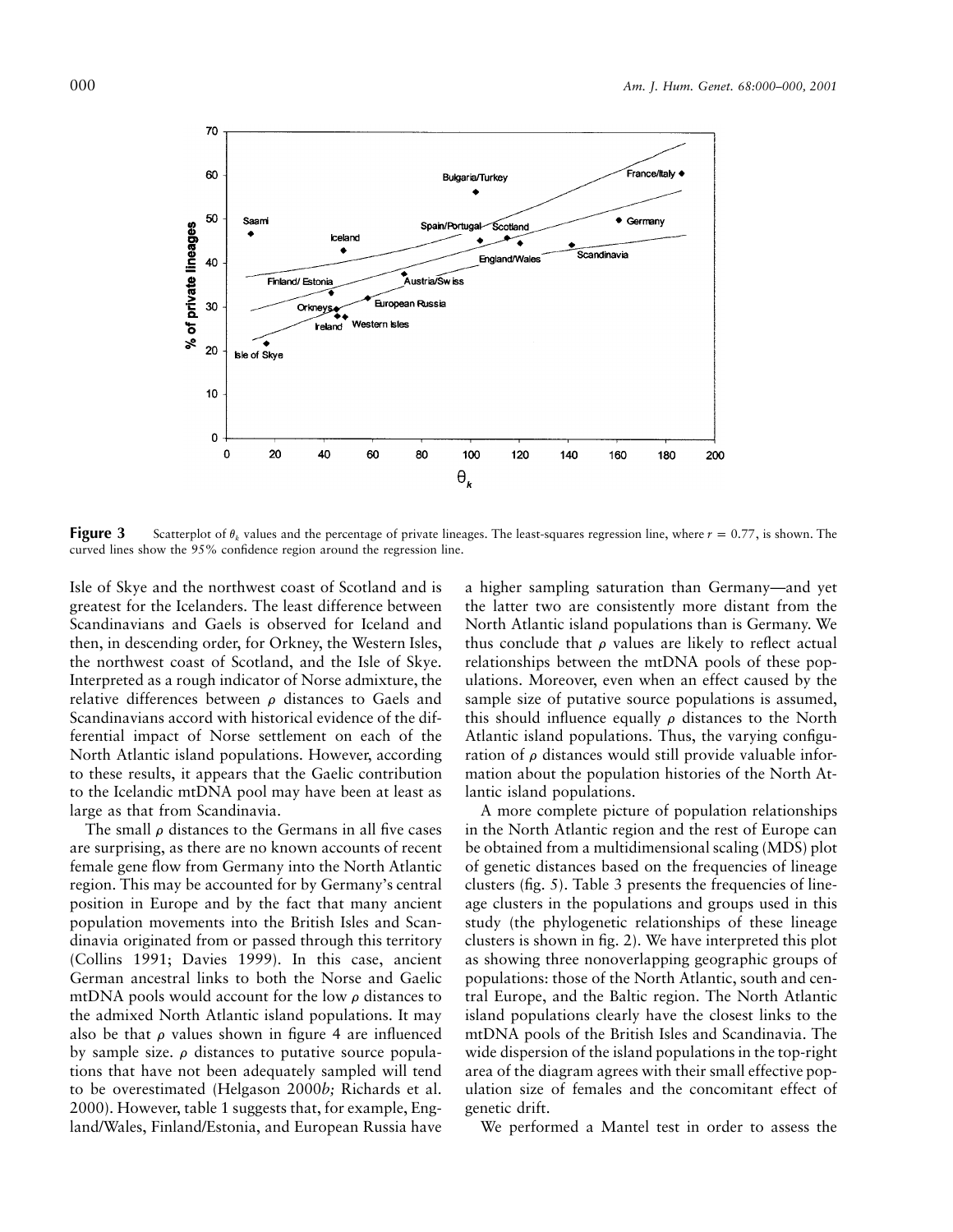**Figure 3** Scatterplot of $\theta_k$ values and the percentage of private lineages. The least-squares regression line, where $r = 0.77$, is shown. The curved lines show the 95% confidence region around the regression line.

Isle of Skye and the northwest coast of Scotland and is greatest for the Icelanders. The least difference between Scandinavians and Gaels is observed for Iceland and then, in descending order, for Orkney, the Western Isles, the northwest coast of Scotland, and the Isle of Skye. Interpreted as a rough indicator of Norse admixture, the relative differences between $\rho$ distances to Gaels and Scandinavians accord with historical evidence of the differential impact of Norse settlement on each of the North Atlantic island populations. However, according to these results, it appears that the Gaelic contribution to the Icelandic mtDNA pool may have been at least as large as that from Scandinavia.

The small $\rho$ distances to the Germans in all five cases are surprising, as there are no known accounts of recent female gene flow from Germany into the North Atlantic region. This may be accounted for by Germany's central position in Europe and by the fact that many ancient population movements into the British Isles and Scandinavia originated from or passed through this territory (Collins 1991; Davies 1999). In this case, ancient German ancestral links to both the Norse and Gaelic mtDNA pools would account for the low $\rho$ distances to the admixed North Atlantic island populations. It may also be that $\rho$ values shown in figure 4 are influenced by sample size. $\rho$ distances to putative source populations that have not been adequately sampled will tend to be overestimated (Helgason 2000*b;* Richards et al. 2000). However, table 1 suggests that, for example, England/Wales, Finland/Estonia, and European Russia have a higher sampling saturation than Germany—and yet the latter two are consistently more distant from the North Atlantic island populations than is Germany. We thus conclude that $\rho$ values are likely to reflect actual relationships between the mtDNA pools of these populations. Moreover, even when an effect caused by the sample size of putative source populations is assumed, this should influence equally $\rho$ distances to the North Atlantic island populations. Thus, the varying configuration of $\rho$ distances would still provide valuable information about the population histories of the North Atlantic island populations.

A more complete picture of population relationships in the North Atlantic region and the rest of Europe can be obtained from a multidimensional scaling (MDS) plot of genetic distances based on the frequencies of lineage clusters (fig. 5). Table 3 presents the frequencies of lineage clusters in the populations and groups used in this study (the phylogenetic relationships of these lineage clusters is shown in fig. 2). We have interpreted this plot as showing three nonoverlapping geographic groups of populations: those of the North Atlantic, south and central Europe, and the Baltic region. The North Atlantic island populations clearly have the closest links to the mtDNA pools of the British Isles and Scandinavia. The wide dispersion of the island populations in the top-right area of the diagram agrees with their small effective population size of females and the concomitant effect of genetic drift.

We performed a Mantel test in order to assess the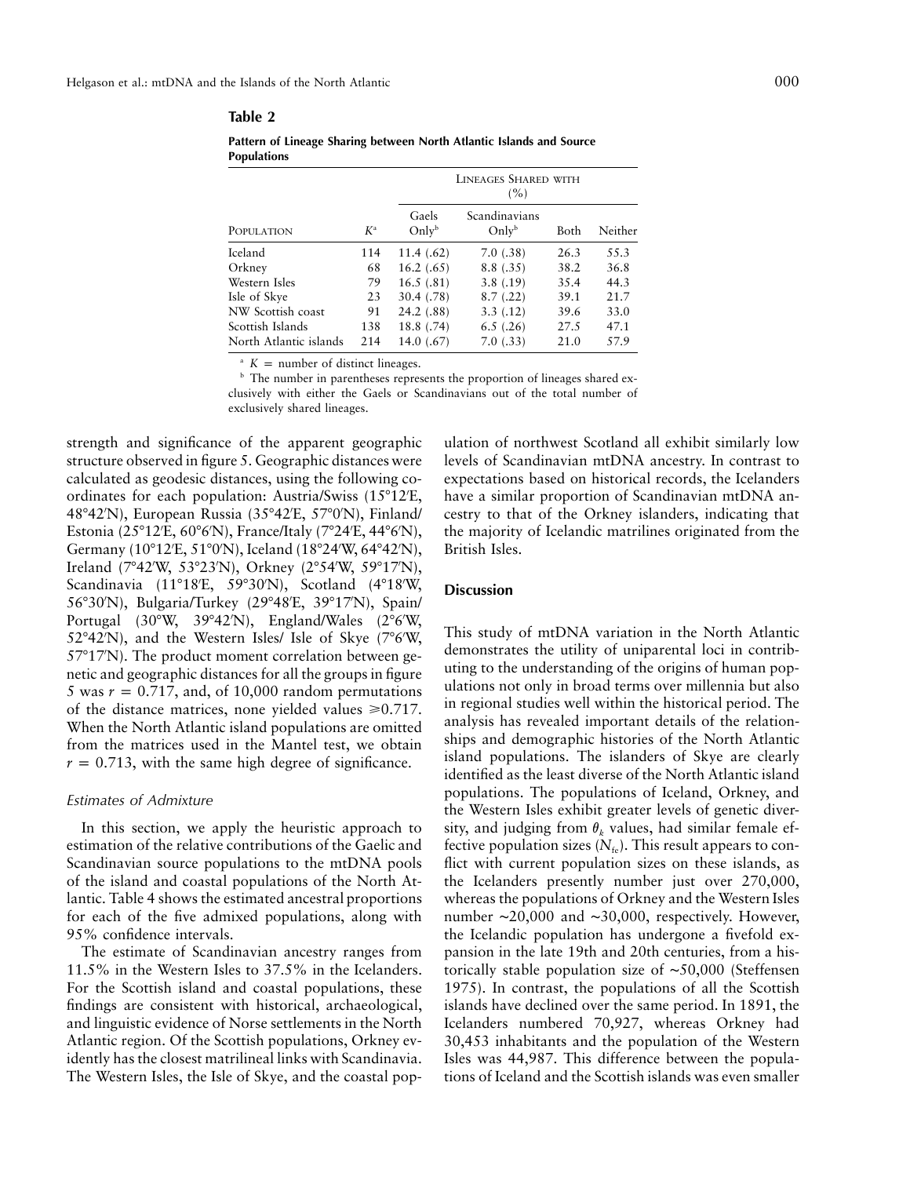**Table 2**

**Pattern of Lineage Sharing between North Atlantic Islands and Source Populations**

| Population | $K$[a] | Lineages Shared with (%) | | | |
|---|---|---|---|---|---|
| | | Gaels Only[b] | Scandinavians Only[b] | Both | Neither |
| Iceland | 114 | 11.4 (.62) | 7.0 (.38) | 26.3 | 55.3 |
| Orkney | 68 | 16.2 (.65) | 8.8 (.35) | 38.2 | 36.8 |
| Western Isles | 79 | 16.5 (.81) | 3.8 (.19) | 35.4 | 44.3 |
| Isle of Skye | 23 | 30.4 (.78) | 8.7 (.22) | 39.1 | 21.7 |
| NW Scottish coast | 91 | 24.2 (.88) | 3.3 (.12) | 39.6 | 33.0 |
| Scottish Islands | 138 | 18.8 (.74) | 6.5 (.26) | 27.5 | 47.1 |
| North Atlantic islands | 214 | 14.0 (.67) | 7.0 (.33) | 21.0 | 57.9 |

[a] $K$ = number of distinct lineages.

[b] The number in parentheses represents the proportion of lineages shared exclusively with either the Gaels or Scandinavians out of the total number of exclusively shared lineages.

strength and significance of the apparent geographic structure observed in figure 5. Geographic distances were calculated as geodesic distances, using the following coordinates for each population: Austria/Swiss (15°12′E, 48°42′N), European Russia (35°42′E, 57°0′N), Finland/Estonia (25°12′E, 60°6′N), France/Italy (7°24′E, 44°6′N), Germany (10°12′E, 51°0′N), Iceland (18°24′W, 64°42′N), Ireland (7°42′W, 53°23′N), Orkney (2°54′W, 59°17′N), Scandinavia (11°18′E, 59°30′N), Scotland (4°18′W, 56°30′N), Bulgaria/Turkey (29°48′E, 39°17′N), Spain/Portugal (30°W, 39°42′N), England/Wales (2°6′W, 52°42′N), and the Western Isles/ Isle of Skye (7°6′W, 57°17′N). The product moment correlation between genetic and geographic distances for all the groups in figure 5 was $r = 0.717$, and, of 10,000 random permutations of the distance matrices, none yielded values $\geqslant 0.717$. When the North Atlantic island populations are omitted from the matrices used in the Mantel test, we obtain $r = 0.713$, with the same high degree of significance.

### *Estimates of Admixture*

In this section, we apply the heuristic approach to estimation of the relative contributions of the Gaelic and Scandinavian source populations to the mtDNA pools of the island and coastal populations of the North Atlantic. Table 4 shows the estimated ancestral proportions for each of the five admixed populations, along with 95% confidence intervals.

The estimate of Scandinavian ancestry ranges from 11.5% in the Western Isles to 37.5% in the Icelanders. For the Scottish island and coastal populations, these findings are consistent with historical, archaeological, and linguistic evidence of Norse settlements in the North Atlantic region. Of the Scottish populations, Orkney evidently has the closest matrilineal links with Scandinavia. The Western Isles, the Isle of Skye, and the coastal population of northwest Scotland all exhibit similarly low levels of Scandinavian mtDNA ancestry. In contrast to expectations based on historical records, the Icelanders have a similar proportion of Scandinavian mtDNA ancestry to that of the Orkney islanders, indicating that the majority of Icelandic matrilines originated from the British Isles.

## Discussion

This study of mtDNA variation in the North Atlantic demonstrates the utility of uniparental loci in contributing to the understanding of the origins of human populations not only in broad terms over millennia but also in regional studies well within the historical period. The analysis has revealed important details of the relationships and demographic histories of the North Atlantic island populations. The islanders of Skye are clearly identified as the least diverse of the North Atlantic island populations. The populations of Iceland, Orkney, and the Western Isles exhibit greater levels of genetic diversity, and judging from $\theta_k$ values, had similar female effective population sizes ($N_{fe}$). This result appears to conflict with current population sizes on these islands, as the Icelanders presently number just over 270,000, whereas the populations of Orkney and the Western Isles number ~20,000 and ~30,000, respectively. However, the Icelandic population has undergone a fivefold expansion in the late 19th and 20th centuries, from a historically stable population size of ~50,000 (Steffensen 1975). In contrast, the populations of all the Scottish islands have declined over the same period. In 1891, the Icelanders numbered 70,927, whereas Orkney had 30,453 inhabitants and the population of the Western Isles was 44,987. This difference between the populations of Iceland and the Scottish islands was even smaller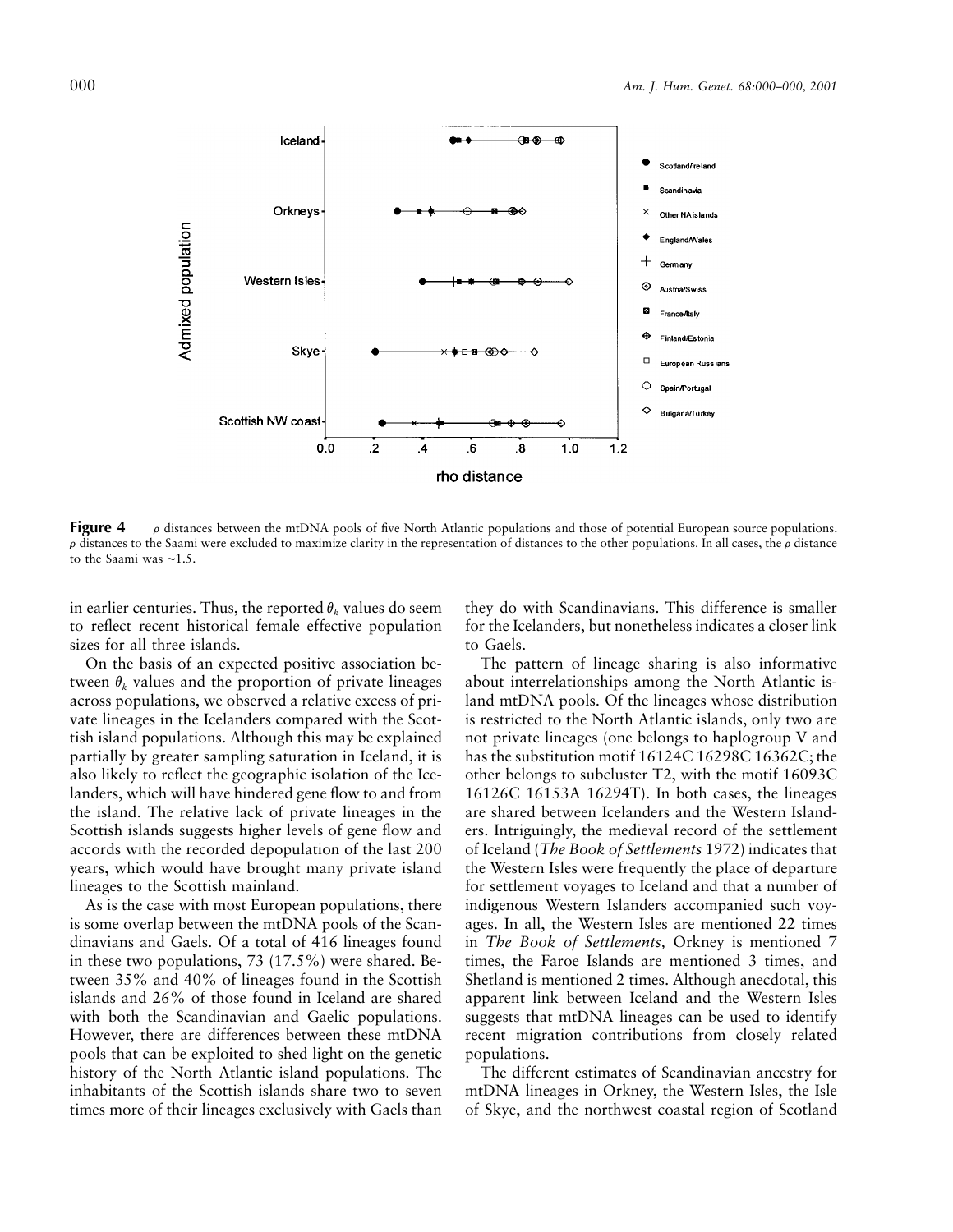**Figure 4** $\rho$ distances between the mtDNA pools of five North Atlantic populations and those of potential European source populations. $\rho$ distances to the Saami were excluded to maximize clarity in the representation of distances to the other populations. In all cases, the $\rho$ distance to the Saami was ~1.5.

in earlier centuries. Thus, the reported $\theta_k$ values do seem to reflect recent historical female effective population sizes for all three islands.

On the basis of an expected positive association between $\theta_k$ values and the proportion of private lineages across populations, we observed a relative excess of private lineages in the Icelanders compared with the Scottish island populations. Although this may be explained partially by greater sampling saturation in Iceland, it is also likely to reflect the geographic isolation of the Icelanders, which will have hindered gene flow to and from the island. The relative lack of private lineages in the Scottish islands suggests higher levels of gene flow and accords with the recorded depopulation of the last 200 years, which would have brought many private island lineages to the Scottish mainland.

As is the case with most European populations, there is some overlap between the mtDNA pools of the Scandinavians and Gaels. Of a total of 416 lineages found in these two populations, 73 (17.5%) were shared. Between 35% and 40% of lineages found in the Scottish islands and 26% of those found in Iceland are shared with both the Scandinavian and Gaelic populations. However, there are differences between these mtDNA pools that can be exploited to shed light on the genetic history of the North Atlantic island populations. The inhabitants of the Scottish islands share two to seven times more of their lineages exclusively with Gaels than they do with Scandinavians. This difference is smaller for the Icelanders, but nonetheless indicates a closer link to Gaels.

The pattern of lineage sharing is also informative about interrelationships among the North Atlantic island mtDNA pools. Of the lineages whose distribution is restricted to the North Atlantic islands, only two are not private lineages (one belongs to haplogroup V and has the substitution motif 16124C 16298C 16362C; the other belongs to subcluster T2, with the motif 16093C 16126C 16153A 16294T). In both cases, the lineages are shared between Icelanders and the Western Islanders. Intriguingly, the medieval record of the settlement of Iceland (*The Book of Settlements* 1972) indicates that the Western Isles were frequently the place of departure for settlement voyages to Iceland and that a number of indigenous Western Islanders accompanied such voyages. In all, the Western Isles are mentioned 22 times in *The Book of Settlements,* Orkney is mentioned 7 times, the Faroe Islands are mentioned 3 times, and Shetland is mentioned 2 times. Although anecdotal, this apparent link between Iceland and the Western Isles suggests that mtDNA lineages can be used to identify recent migration contributions from closely related populations.

The different estimates of Scandinavian ancestry for mtDNA lineages in Orkney, the Western Isles, the Isle of Skye, and the northwest coastal region of Scotland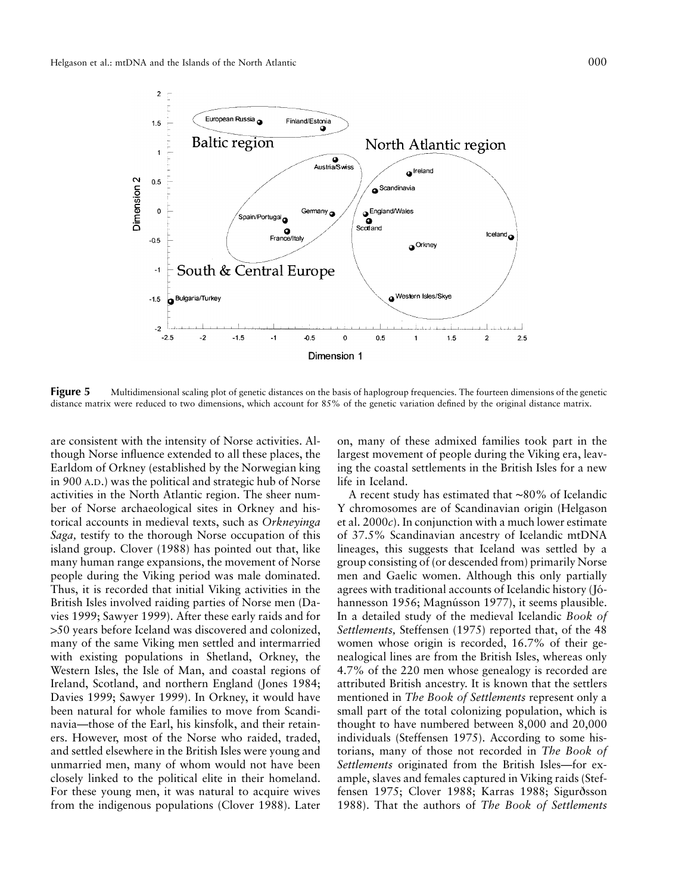**Figure 5** Multidimensional scaling plot of genetic distances on the basis of haplogroup frequencies. The fourteen dimensions of the genetic distance matrix were reduced to two dimensions, which account for 85% of the genetic variation defined by the original distance matrix.

are consistent with the intensity of Norse activities. Although Norse influence extended to all these places, the Earldom of Orkney (established by the Norwegian king in 900 A.D.) was the political and strategic hub of Norse activities in the North Atlantic region. The sheer number of Norse archaeological sites in Orkney and historical accounts in medieval texts, such as *Orkneyinga Saga,* testify to the thorough Norse occupation of this island group. Clover (1988) has pointed out that, like many human range expansions, the movement of Norse people during the Viking period was male dominated. Thus, it is recorded that initial Viking activities in the British Isles involved raiding parties of Norse men (Davies 1999; Sawyer 1999). After these early raids and for >50 years before Iceland was discovered and colonized, many of the same Viking men settled and intermarried with existing populations in Shetland, Orkney, the Western Isles, the Isle of Man, and coastal regions of Ireland, Scotland, and northern England (Jones 1984; Davies 1999; Sawyer 1999). In Orkney, it would have been natural for whole families to move from Scandinavia—those of the Earl, his kinsfolk, and their retainers. However, most of the Norse who raided, traded, and settled elsewhere in the British Isles were young and unmarried men, many of whom would not have been closely linked to the political elite in their homeland. For these young men, it was natural to acquire wives from the indigenous populations (Clover 1988). Later on, many of these admixed families took part in the largest movement of people during the Viking era, leaving the coastal settlements in the British Isles for a new life in Iceland.

A recent study has estimated that ~80% of Icelandic Y chromosomes are of Scandinavian origin (Helgason et al. 2000*c*). In conjunction with a much lower estimate of 37.5% Scandinavian ancestry of Icelandic mtDNA lineages, this suggests that Iceland was settled by a group consisting of (or descended from) primarily Norse men and Gaelic women. Although this only partially agrees with traditional accounts of Icelandic history (Jóhannesson 1956; Magnússon 1977), it seems plausible. In a detailed study of the medieval Icelandic *Book of Settlements,* Steffensen (1975) reported that, of the 48 women whose origin is recorded, 16.7% of their genealogical lines are from the British Isles, whereas only 4.7% of the 220 men whose genealogy is recorded are attributed British ancestry. It is known that the settlers mentioned in *The Book of Settlements* represent only a small part of the total colonizing population, which is thought to have numbered between 8,000 and 20,000 individuals (Steffensen 1975). According to some historians, many of those not recorded in *The Book of Settlements* originated from the British Isles—for example, slaves and females captured in Viking raids (Steffensen 1975; Clover 1988; Karras 1988; Sigurðsson 1988). That the authors of *The Book of Settlements*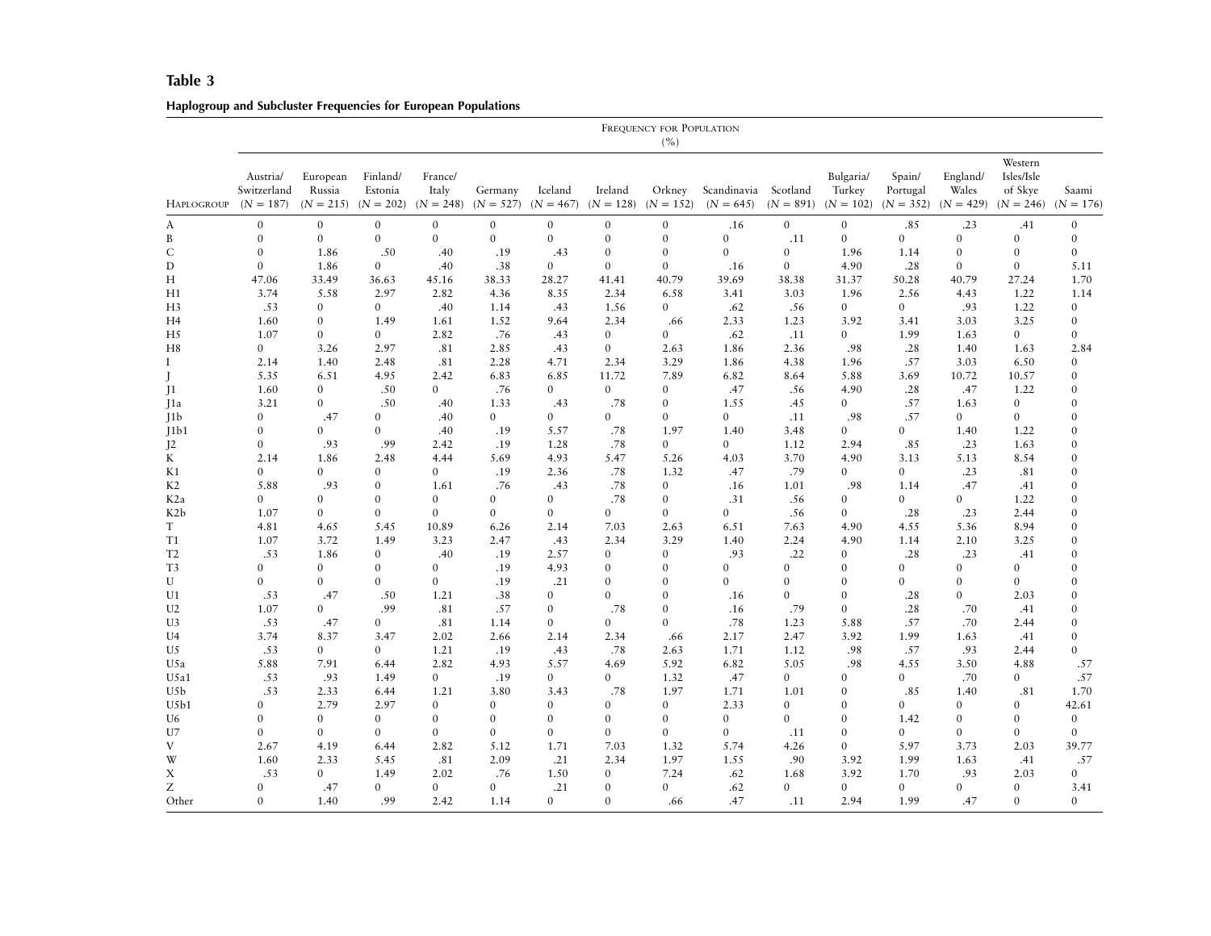## Table 3

**Haplogroup and Subcluster Frequencies for European Populations**

| Haplogroup | Austria/ Switzerland (N = 187) | European Russia (N = 215) | Finland/ Estonia (N = 202) | France/ Italy (N = 248) | Germany (N = 527) | Iceland (N = 467) | Ireland (N = 128) | Orkney (N = 152) | Scandinavia (N = 645) | Scotland (N = 891) | Bulgaria/ Turkey (N = 102) | Spain/ Portugal (N = 352) | England/ Wales (N = 429) | Western Isles/Isle of Skye (N = 246) | Saami (N = 176) |
|---|---|---|---|---|---|---|---|---|---|---|---|---|---|---|---|
| | Frequency for Population (%) | | | | | | | | | | | | | | |
| A | 0 | 0 | 0 | 0 | 0 | 0 | 0 | 0 | .16 | 0 | 0 | .85 | .23 | .41 | 0 |
| B | 0 | 0 | 0 | 0 | 0 | 0 | 0 | 0 | 0 | .11 | 0 | 0 | 0 | 0 | 0 |
| C | 0 | 1.86 | .50 | .40 | .19 | .43 | 0 | 0 | 0 | 0 | 1.96 | 1.14 | 0 | 0 | 0 |
| D | 0 | 1.86 | 0 | .40 | .38 | 0 | 0 | 0 | .16 | 0 | 4.90 | .28 | 0 | 0 | 5.11 |
| H | 47.06 | 33.49 | 36.63 | 45.16 | 38.33 | 28.27 | 41.41 | 40.79 | 39.69 | 38.38 | 31.37 | 50.28 | 40.79 | 27.24 | 1.70 |
| H1 | 3.74 | 5.58 | 2.97 | 2.82 | 4.36 | 8.35 | 2.34 | 6.58 | 3.41 | 3.03 | 1.96 | 2.56 | 4.43 | 1.22 | 1.14 |
| H3 | .53 | 0 | 0 | .40 | 1.14 | .43 | 1.56 | 0 | .62 | .56 | 0 | 0 | .93 | 1.22 | 0 |
| H4 | 1.60 | 0 | 1.49 | 1.61 | 1.52 | 9.64 | 2.34 | .66 | 2.33 | 1.23 | 3.92 | 3.41 | 3.03 | 3.25 | 0 |
| H5 | 1.07 | 0 | 0 | 2.82 | .76 | .43 | 0 | 0 | .62 | .11 | 0 | 1.99 | 1.63 | 0 | 0 |
| H8 | 0 | 3.26 | 2.97 | .81 | 2.85 | .43 | 0 | 2.63 | 1.86 | 2.36 | .98 | .28 | 1.40 | 1.63 | 2.84 |
| I | 2.14 | 1.40 | 2.48 | .81 | 2.28 | 4.71 | 2.34 | 3.29 | 1.86 | 4.38 | 1.96 | .57 | 3.03 | 6.50 | 0 |
| J | 5.35 | 6.51 | 4.95 | 2.42 | 6.83 | 6.85 | 11.72 | 7.89 | 6.82 | 8.64 | 5.88 | 3.69 | 10.72 | 10.57 | 0 |
| J1 | 1.60 | 0 | .50 | 0 | .76 | 0 | 0 | 0 | .47 | .56 | 4.90 | .28 | .47 | 1.22 | 0 |
| J1a | 3.21 | 0 | .50 | .40 | 1.33 | .43 | .78 | 0 | 1.55 | .45 | 0 | .57 | 1.63 | 0 | 0 |
| J1b | 0 | .47 | 0 | .40 | 0 | 0 | 0 | 0 | 0 | .11 | .98 | .57 | 0 | 0 | 0 |
| J1b1 | 0 | 0 | 0 | .40 | .19 | 5.57 | .78 | 1.97 | 1.40 | 3.48 | 0 | 0 | 1.40 | 1.22 | 0 |
| J2 | 0 | .93 | .99 | 2.42 | .19 | 1.28 | .78 | 0 | 0 | 1.12 | 2.94 | .85 | .23 | 1.63 | 0 |
| K | 2.14 | 1.86 | 2.48 | 4.44 | 5.69 | 4.93 | 5.47 | 5.26 | 4.03 | 3.70 | 4.90 | 3.13 | 5.13 | 8.54 | 0 |
| K1 | 0 | 0 | 0 | 0 | .19 | 2.36 | .78 | 1.32 | .47 | .79 | 0 | 0 | .23 | .81 | 0 |
| K2 | 5.88 | .93 | 0 | 1.61 | .76 | .43 | .78 | 0 | .16 | 1.01 | .98 | 1.14 | .47 | .41 | 0 |
| K2a | 0 | 0 | 0 | 0 | 0 | 0 | .78 | 0 | .31 | .56 | 0 | 0 | 0 | 1.22 | 0 |
| K2b | 1.07 | 0 | 0 | 0 | 0 | 0 | 0 | 0 | 0 | .56 | 0 | .28 | .23 | 2.44 | 0 |
| T | 4.81 | 4.65 | 5.45 | 10.89 | 6.26 | 2.14 | 7.03 | 2.63 | 6.51 | 7.63 | 4.90 | 4.55 | 5.36 | 8.94 | 0 |
| T1 | 1.07 | 3.72 | 1.49 | 3.23 | 2.47 | .43 | 2.34 | 3.29 | 1.40 | 2.24 | 4.90 | 1.14 | 2.10 | 3.25 | 0 |
| T2 | .53 | 1.86 | 0 | .40 | .19 | 2.57 | 0 | 0 | .93 | .22 | 0 | .28 | .23 | .41 | 0 |
| T3 | 0 | 0 | 0 | 0 | .19 | 4.93 | 0 | 0 | 0 | 0 | 0 | 0 | 0 | 0 | 0 |
| U | 0 | 0 | 0 | 0 | .19 | .21 | 0 | 0 | 0 | 0 | 0 | 0 | 0 | 0 | 0 |
| U1 | .53 | .47 | .50 | 1.21 | .38 | 0 | 0 | 0 | .16 | 0 | 0 | .28 | 0 | 2.03 | 0 |
| U2 | 1.07 | 0 | .99 | .81 | .57 | 0 | .78 | 0 | .16 | .79 | 0 | .28 | .70 | .41 | 0 |
| U3 | .53 | .47 | 0 | .81 | 1.14 | 0 | 0 | 0 | .78 | 1.23 | 5.88 | .57 | .70 | 2.44 | 0 |
| U4 | 3.74 | 8.37 | 3.47 | 2.02 | 2.66 | 2.14 | 2.34 | .66 | 2.17 | 2.47 | 3.92 | 1.99 | 1.63 | .41 | 0 |
| U5 | .53 | 0 | 0 | 1.21 | .19 | .43 | .78 | 2.63 | 1.71 | 1.12 | .98 | .57 | .93 | 2.44 | 0 |
| U5a | 5.88 | 7.91 | 6.44 | 2.82 | 4.93 | 5.57 | 4.69 | 5.92 | 6.82 | 5.05 | .98 | 4.55 | 3.50 | 4.88 | .57 |
| U5a1 | .53 | .93 | 1.49 | 0 | .19 | 0 | 0 | 1.32 | .47 | 0 | 0 | 0 | .70 | 0 | .57 |
| U5b | .53 | 2.33 | 6.44 | 1.21 | 3.80 | 3.43 | .78 | 1.97 | 1.71 | 1.01 | 0 | .85 | 1.40 | .81 | 1.70 |
| U5b1 | 0 | 2.79 | 2.97 | 0 | 0 | 0 | 0 | 0 | 2.33 | 0 | 0 | 0 | 0 | 0 | 42.61 |
| U6 | 0 | 0 | 0 | 0 | 0 | 0 | 0 | 0 | 0 | 0 | 0 | 1.42 | 0 | 0 | 0 |
| U7 | 0 | 0 | 0 | 0 | 0 | 0 | 0 | 0 | 0 | .11 | 0 | 0 | 0 | 0 | 0 |
| V | 2.67 | 4.19 | 6.44 | 2.82 | 5.12 | 1.71 | 7.03 | 1.32 | 5.74 | 4.26 | 0 | 5.97 | 3.73 | 2.03 | 39.77 |
| W | 1.60 | 2.33 | 5.45 | .81 | 2.09 | .21 | 2.34 | 1.97 | 1.55 | .90 | 3.92 | 1.99 | 1.63 | .41 | .57 |
| X | .53 | 0 | 1.49 | 2.02 | .76 | 1.50 | 0 | 7.24 | .62 | 1.68 | 3.92 | 1.70 | .93 | 2.03 | 0 |
| Z | 0 | .47 | 0 | 0 | 0 | .21 | 0 | 0 | .62 | 0 | 0 | 0 | 0 | 0 | 3.41 |
| Other | 0 | 1.40 | .99 | 2.42 | 1.14 | 0 | 0 | .66 | .47 | .11 | 2.94 | 1.99 | .47 | 0 | 0 |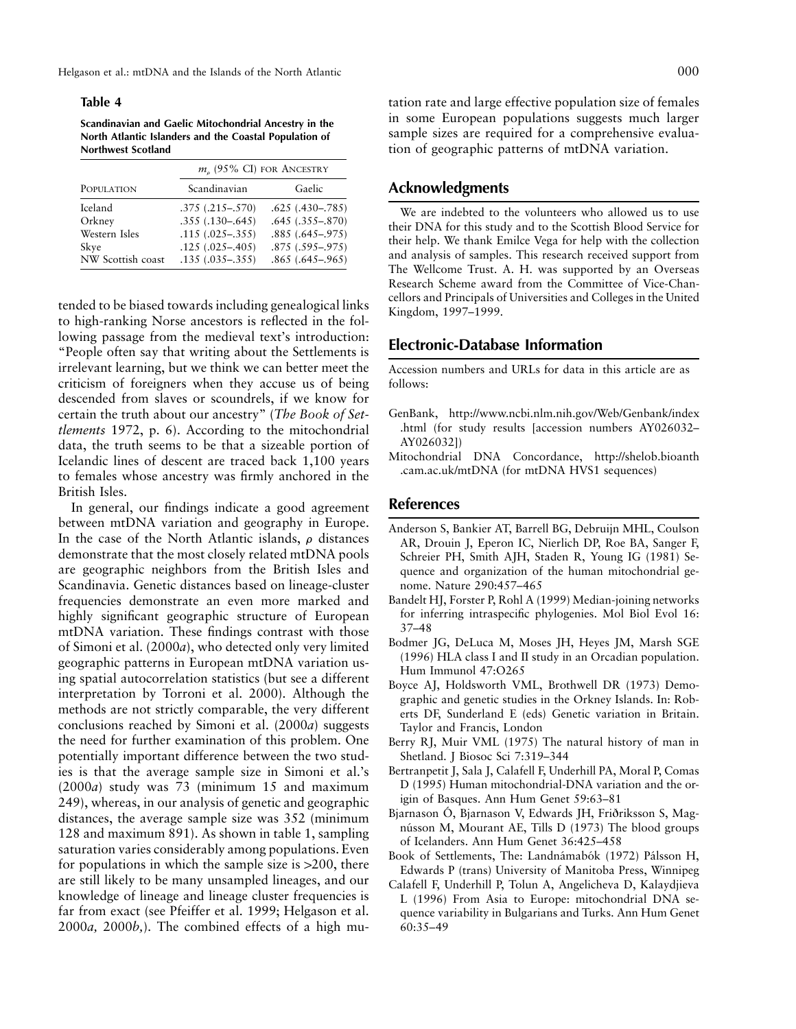**Table 4**

**Scandinavian and Gaelic Mitochondrial Ancestry in the North Atlantic Islanders and the Coastal Population of Northwest Scotland**

| Population | $m_p$ (95% CI) for Ancestry | |
|---|---|---|
| | Scandinavian | Gaelic |
| Iceland | .375 (.215–.570) | .625 (.430–.785) |
| Orkney | .355 (.130–.645) | .645 (.355–.870) |
| Western Isles | .115 (.025–.355) | .885 (.645–.975) |
| Skye | .125 (.025–.405) | .875 (.595–.975) |
| NW Scottish coast | .135 (.035–.355) | .865 (.645–.965) |

tended to be biased towards including genealogical links to high-ranking Norse ancestors is reflected in the following passage from the medieval text's introduction: "People often say that writing about the Settlements is irrelevant learning, but we think we can better meet the criticism of foreigners when they accuse us of being descended from slaves or scoundrels, if we know for certain the truth about our ancestry" (*The Book of Settlements* 1972, p. 6). According to the mitochondrial data, the truth seems to be that a sizeable portion of Icelandic lines of descent are traced back 1,100 years to females whose ancestry was firmly anchored in the British Isles.

In general, our findings indicate a good agreement between mtDNA variation and geography in Europe. In the case of the North Atlantic islands, $\rho$ distances demonstrate that the most closely related mtDNA pools are geographic neighbors from the British Isles and Scandinavia. Genetic distances based on lineage-cluster frequencies demonstrate an even more marked and highly significant geographic structure of European mtDNA variation. These findings contrast with those of Simoni et al. (2000*a*), who detected only very limited geographic patterns in European mtDNA variation using spatial autocorrelation statistics (but see a different interpretation by Torroni et al. 2000). Although the methods are not strictly comparable, the very different conclusions reached by Simoni et al. (2000*a*) suggests the need for further examination of this problem. One potentially important difference between the two studies is that the average sample size in Simoni et al.'s (2000*a*) study was 73 (minimum 15 and maximum 249), whereas, in our analysis of genetic and geographic distances, the average sample size was 352 (minimum 128 and maximum 891). As shown in table 1, sampling saturation varies considerably among populations. Even for populations in which the sample size is >200, there are still likely to be many unsampled lineages, and our knowledge of lineage and lineage cluster frequencies is far from exact (see Pfeiffer et al. 1999; Helgason et al. 2000*a,* 2000*b,*). The combined effects of a high mutation rate and large effective population size of females in some European populations suggests much larger sample sizes are required for a comprehensive evaluation of geographic patterns of mtDNA variation.

## Acknowledgments

We are indebted to the volunteers who allowed us to use their DNA for this study and to the Scottish Blood Service for their help. We thank Emilce Vega for help with the collection and analysis of samples. This research received support from The Wellcome Trust. A. H. was supported by an Overseas Research Scheme award from the Committee of Vice-Chancellors and Principals of Universities and Colleges in the United Kingdom, 1997–1999.

## Electronic-Database Information

Accession numbers and URLs for data in this article are as follows:

GenBank, http://www.ncbi.nlm.nih.gov/Web/Genbank/index.html (for study results [accession numbers AY026032–AY026032])
Mitochondrial DNA Concordance, http://shelob.bioanth.cam.ac.uk/mtDNA (for mtDNA HVS1 sequences)

## References

Anderson S, Bankier AT, Barrell BG, Debruijn MHL, Coulson AR, Drouin J, Eperon IC, Nierlich DP, Roe BA, Sanger F, Schreier PH, Smith AJH, Staden R, Young IG (1981) Sequence and organization of the human mitochondrial genome. Nature 290:457–465

Bandelt HJ, Forster P, Rohl A (1999) Median-joining networks for inferring intraspecific phylogenies. Mol Biol Evol 16: 37–48

Bodmer JG, DeLuca M, Moses JH, Heyes JM, Marsh SGE (1996) HLA class I and II study in an Orcadian population. Hum Immunol 47:O265

Boyce AJ, Holdsworth VML, Brothwell DR (1973) Demographic and genetic studies in the Orkney Islands. In: Roberts DF, Sunderland E (eds) Genetic variation in Britain. Taylor and Francis, London

Berry RJ, Muir VML (1975) The natural history of man in Shetland. J Biosoc Sci 7:319–344

Bertranpetit J, Sala J, Calafell F, Underhill PA, Moral P, Comas D (1995) Human mitochondrial-DNA variation and the origin of Basques. Ann Hum Genet 59:63–81

Bjarnason Ó, Bjarnason V, Edwards JH, Friðriksson S, Magnússon M, Mourant AE, Tills D (1973) The blood groups of Icelanders. Ann Hum Genet 36:425–458

Book of Settlements, The: Landnámabók (1972) Pálsson H, Edwards P (trans) University of Manitoba Press, Winnipeg

Calafell F, Underhill P, Tolun A, Angelicheva D, Kalaydjieva L (1996) From Asia to Europe: mitochondrial DNA sequence variability in Bulgarians and Turks. Ann Hum Genet 60:35–49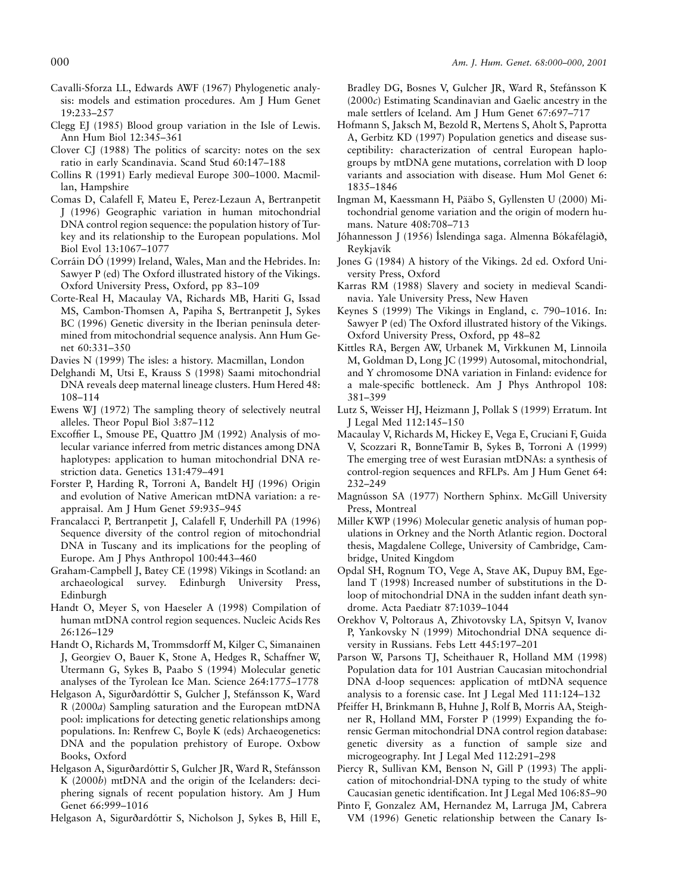Cavalli-Sforza LL, Edwards AWF (1967) Phylogenetic analysis: models and estimation procedures. Am J Hum Genet 19:233–257

Clegg EJ (1985) Blood group variation in the Isle of Lewis. Ann Hum Biol 12:345–361

Clover CJ (1988) The politics of scarcity: notes on the sex ratio in early Scandinavia. Scand Stud 60:147–188

Collins R (1991) Early medieval Europe 300–1000. Macmillan, Hampshire

Comas D, Calafell F, Mateu E, Perez-Lezaun A, Bertranpetit J (1996) Geographic variation in human mitochondrial DNA control region sequence: the population history of Turkey and its relationship to the European populations. Mol Biol Evol 13:1067–1077

Corráin DÓ (1999) Ireland, Wales, Man and the Hebrides. In: Sawyer P (ed) The Oxford illustrated history of the Vikings. Oxford University Press, Oxford, pp 83–109

Corte-Real H, Macaulay VA, Richards MB, Hariti G, Issad MS, Cambon-Thomsen A, Papiha S, Bertranpetit J, Sykes BC (1996) Genetic diversity in the Iberian peninsula determined from mitochondrial sequence analysis. Ann Hum Genet 60:331–350

Davies N (1999) The isles: a history. Macmillan, London

Delghandi M, Utsi E, Krauss S (1998) Saami mitochondrial DNA reveals deep maternal lineage clusters. Hum Hered 48: 108–114

Ewens WJ (1972) The sampling theory of selectively neutral alleles. Theor Popul Biol 3:87–112

Excoffier L, Smouse PE, Quattro JM (1992) Analysis of molecular variance inferred from metric distances among DNA haplotypes: application to human mitochondrial DNA restriction data. Genetics 131:479–491

Forster P, Harding R, Torroni A, Bandelt HJ (1996) Origin and evolution of Native American mtDNA variation: a reappraisal. Am J Hum Genet 59:935–945

Francalacci P, Bertranpetit J, Calafell F, Underhill PA (1996) Sequence diversity of the control region of mitochondrial DNA in Tuscany and its implications for the peopling of Europe. Am J Phys Anthropol 100:443–460

Graham-Campbell J, Batey CE (1998) Vikings in Scotland: an archaeological survey. Edinburgh University Press, Edinburgh

Handt O, Meyer S, von Haeseler A (1998) Compilation of human mtDNA control region sequences. Nucleic Acids Res 26:126–129

Handt O, Richards M, Trommsdorff M, Kilger C, Simanainen J, Georgiev O, Bauer K, Stone A, Hedges R, Schaffner W, Utermann G, Sykes B, Paabo S (1994) Molecular genetic analyses of the Tyrolean Ice Man. Science 264:1775–1778

Helgason A, Sigurðardóttir S, Gulcher J, Stefánsson K, Ward R (2000*a*) Sampling saturation and the European mtDNA pool: implications for detecting genetic relationships among populations. In: Renfrew C, Boyle K (eds) Archaeogenetics: DNA and the population prehistory of Europe. Oxbow Books, Oxford

Helgason A, Sigurðardóttir S, Gulcher JR, Ward R, Stefánsson K (2000*b*) mtDNA and the origin of the Icelanders: deciphering signals of recent population history. Am J Hum Genet 66:999–1016

Helgason A, Sigurðardóttir S, Nicholson J, Sykes B, Hill E, Bradley DG, Bosnes V, Gulcher JR, Ward R, Stefánsson K (2000*c*) Estimating Scandinavian and Gaelic ancestry in the male settlers of Iceland. Am J Hum Genet 67:697–717

Hofmann S, Jaksch M, Bezold R, Mertens S, Aholt S, Paprotta A, Gerbitz KD (1997) Population genetics and disease susceptibility: characterization of central European haplogroups by mtDNA gene mutations, correlation with D loop variants and association with disease. Hum Mol Genet 6: 1835–1846

Ingman M, Kaessmann H, Pääbo S, Gyllensten U (2000) Mitochondrial genome variation and the origin of modern humans. Nature 408:708–713

Jóhannesson J (1956) Íslendinga saga. Almenna Bókafélagið, Reykjavík

Jones G (1984) A history of the Vikings. 2d ed. Oxford University Press, Oxford

Karras RM (1988) Slavery and society in medieval Scandinavia. Yale University Press, New Haven

Keynes S (1999) The Vikings in England, c. 790–1016. In: Sawyer P (ed) The Oxford illustrated history of the Vikings. Oxford University Press, Oxford, pp 48–82

Kittles RA, Bergen AW, Urbanek M, Virkkunen M, Linnoila M, Goldman D, Long JC (1999) Autosomal, mitochondrial, and Y chromosome DNA variation in Finland: evidence for a male-specific bottleneck. Am J Phys Anthropol 108: 381–399

Lutz S, Weisser HJ, Heizmann J, Pollak S (1999) Erratum. Int J Legal Med 112:145–150

Macaulay V, Richards M, Hickey E, Vega E, Cruciani F, Guida V, Scozzari R, BonneTamir B, Sykes B, Torroni A (1999) The emerging tree of west Eurasian mtDNAs: a synthesis of control-region sequences and RFLPs. Am J Hum Genet 64: 232–249

Magnússon SA (1977) Northern Sphinx. McGill University Press, Montreal

Miller KWP (1996) Molecular genetic analysis of human populations in Orkney and the North Atlantic region. Doctoral thesis, Magdalene College, University of Cambridge, Cambridge, United Kingdom

Opdal SH, Rognum TO, Vege A, Stave AK, Dupuy BM, Egeland T (1998) Increased number of substitutions in the D-loop of mitochondrial DNA in the sudden infant death syndrome. Acta Paediatr 87:1039–1044

Orekhov V, Poltoraus A, Zhivotovsky LA, Spitsyn V, Ivanov P, Yankovsky N (1999) Mitochondrial DNA sequence diversity in Russians. Febs Lett 445:197–201

Parson W, Parsons TJ, Scheithauer R, Holland MM (1998) Population data for 101 Austrian Caucasian mitochondrial DNA d-loop sequences: application of mtDNA sequence analysis to a forensic case. Int J Legal Med 111:124–132

Pfeiffer H, Brinkmann B, Huhne J, Rolf B, Morris AA, Steighner R, Holland MM, Forster P (1999) Expanding the forensic German mitochondrial DNA control region database: genetic diversity as a function of sample size and microgeography. Int J Legal Med 112:291–298

Piercy R, Sullivan KM, Benson N, Gill P (1993) The application of mitochondrial-DNA typing to the study of white Caucasian genetic identification. Int J Legal Med 106:85–90

Pinto F, Gonzalez AM, Hernandez M, Larruga JM, Cabrera VM (1996) Genetic relationship between the Canary Is-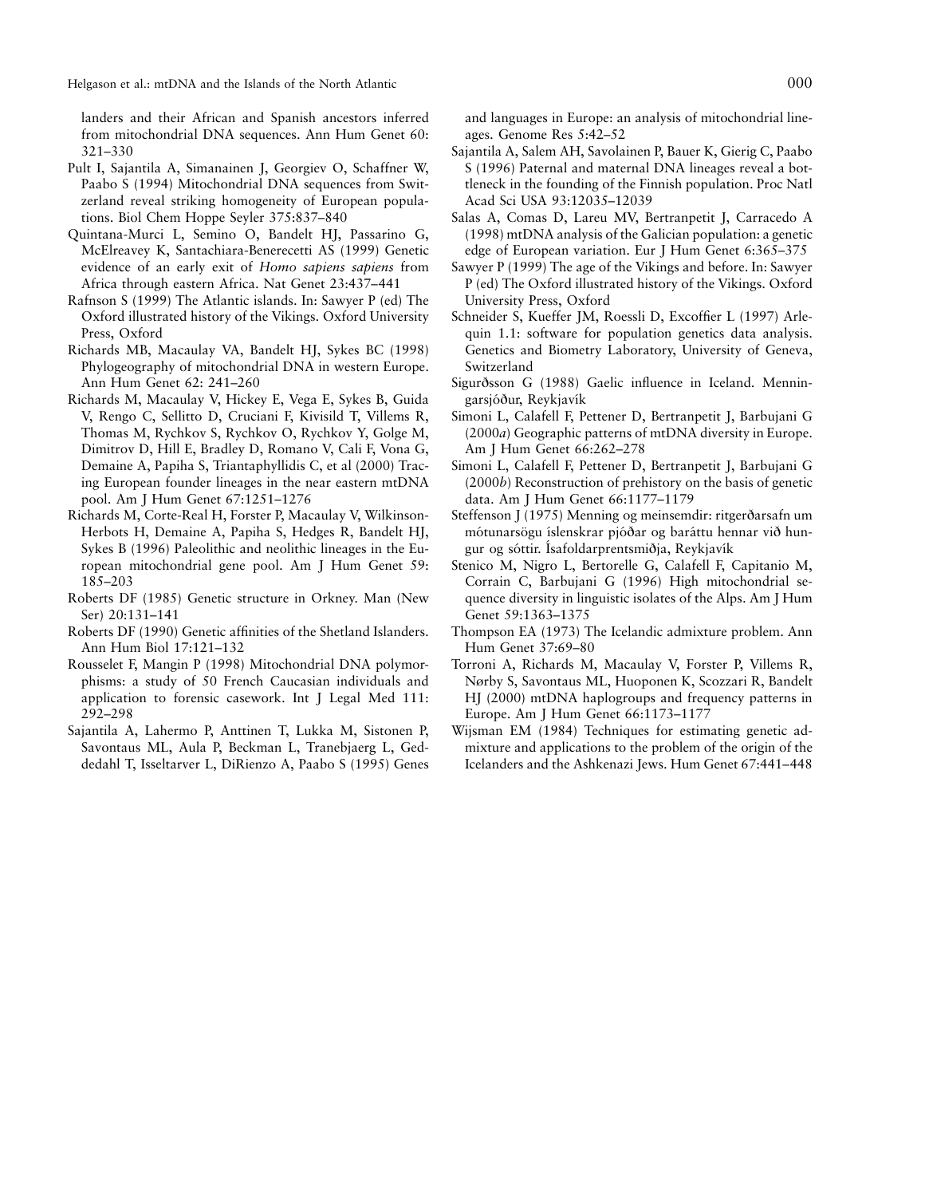landers and their African and Spanish ancestors inferred from mitochondrial DNA sequences. Ann Hum Genet 60: 321–330

Pult I, Sajantila A, Simanainen J, Georgiev O, Schaffner W, Paabo S (1994) Mitochondrial DNA sequences from Switzerland reveal striking homogeneity of European populations. Biol Chem Hoppe Seyler 375:837–840

Quintana-Murci L, Semino O, Bandelt HJ, Passarino G, McElreavey K, Santachiara-Benerecetti AS (1999) Genetic evidence of an early exit of *Homo sapiens sapiens* from Africa through eastern Africa. Nat Genet 23:437–441

Rafnson S (1999) The Atlantic islands. In: Sawyer P (ed) The Oxford illustrated history of the Vikings. Oxford University Press, Oxford

Richards MB, Macaulay VA, Bandelt HJ, Sykes BC (1998) Phylogeography of mitochondrial DNA in western Europe. Ann Hum Genet 62: 241–260

Richards M, Macaulay V, Hickey E, Vega E, Sykes B, Guida V, Rengo C, Sellitto D, Cruciani F, Kivisild T, Villems R, Thomas M, Rychkov S, Rychkov O, Rychkov Y, Golge M, Dimitrov D, Hill E, Bradley D, Romano V, Cali F, Vona G, Demaine A, Papiha S, Triantaphyllidis C, et al (2000) Tracing European founder lineages in the near eastern mtDNA pool. Am J Hum Genet 67:1251–1276

Richards M, Corte-Real H, Forster P, Macaulay V, Wilkinson-Herbots H, Demaine A, Papiha S, Hedges R, Bandelt HJ, Sykes B (1996) Paleolithic and neolithic lineages in the European mitochondrial gene pool. Am J Hum Genet 59: 185–203

Roberts DF (1985) Genetic structure in Orkney. Man (New Ser) 20:131–141

Roberts DF (1990) Genetic affinities of the Shetland Islanders. Ann Hum Biol 17:121–132

Rousselet F, Mangin P (1998) Mitochondrial DNA polymorphisms: a study of 50 French Caucasian individuals and application to forensic casework. Int J Legal Med 111: 292–298

Sajantila A, Lahermo P, Anttinen T, Lukka M, Sistonen P, Savontaus ML, Aula P, Beckman L, Tranebjaerg L, Geddedahl T, Isseltarver L, DiRienzo A, Paabo S (1995) Genes and languages in Europe: an analysis of mitochondrial lineages. Genome Res 5:42–52

Sajantila A, Salem AH, Savolainen P, Bauer K, Gierig C, Paabo S (1996) Paternal and maternal DNA lineages reveal a bottleneck in the founding of the Finnish population. Proc Natl Acad Sci USA 93:12035–12039

Salas A, Comas D, Lareu MV, Bertranpetit J, Carracedo A (1998) mtDNA analysis of the Galician population: a genetic edge of European variation. Eur J Hum Genet 6:365–375

Sawyer P (1999) The age of the Vikings and before. In: Sawyer P (ed) The Oxford illustrated history of the Vikings. Oxford University Press, Oxford

Schneider S, Kueffer JM, Roessli D, Excoffier L (1997) Arlequin 1.1: software for population genetics data analysis. Genetics and Biometry Laboratory, University of Geneva, Switzerland

Sigurðsson G (1988) Gaelic influence in Iceland. Menningarsjóður, Reykjavík

Simoni L, Calafell F, Pettener D, Bertranpetit J, Barbujani G (2000*a*) Geographic patterns of mtDNA diversity in Europe. Am J Hum Genet 66:262–278

Simoni L, Calafell F, Pettener D, Bertranpetit J, Barbujani G (2000*b*) Reconstruction of prehistory on the basis of genetic data. Am J Hum Genet 66:1177–1179

Steffensson J (1975) Menning og meinsemdir: ritgerðarsafn um mótunarsögu íslenskrar þjóðar og baráttu hennar við hungur og sóttir. Ísafoldarprentsmiðja, Reykjavík

Stenico M, Nigro L, Bertorelle G, Calafell F, Capitanio M, Corrain C, Barbujani G (1996) High mitochondrial sequence diversity in linguistic isolates of the Alps. Am J Hum Genet 59:1363–1375

Thompson EA (1973) The Icelandic admixture problem. Ann Hum Genet 37:69–80

Torroni A, Richards M, Macaulay V, Forster P, Villems R, Nørby S, Savontaus ML, Huoponen K, Scozzari R, Bandelt HJ (2000) mtDNA haplogroups and frequency patterns in Europe. Am J Hum Genet 66:1173–1177

Wijsman EM (1984) Techniques for estimating genetic admixture and applications to the problem of the origin of the Icelanders and the Ashkenazi Jews. Hum Genet 67:441–448